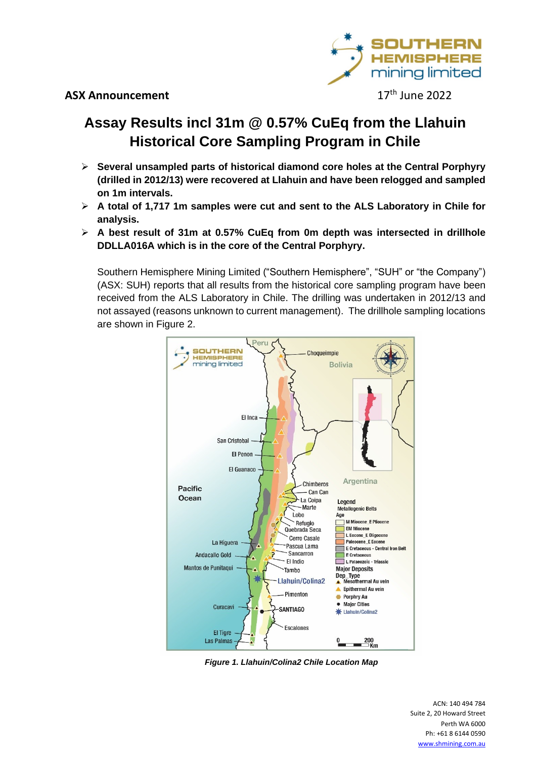**ASX Announcement**

17th June 2022

# Assay Results incl 31m @ 0.57% CuEq from the Llahuin Historical Core Sampling Program in Chile

- **Several unsampled parts of historical diamond core holes at the Central Porphyry (drilled in 2012/13) were recovered at Llahuin and have been relogged and sampled on 1m intervals.**
- **A total of 1,717 1m samples were cut and sent to the ALS Laboratory in Chile for analysis.**
- **A best result of 31m at 0.57% CuEq from 0m depth was intersected in drillhole DDLLA016A which is in the core of the Central Porphyry.**

Southern Hemisphere Mining Limited ("Southern Hemisphere", "SUH" or "the Company") (ASX: SUH) reports that all results from the historical core sampling program have been received from the ALS Laboratory in Chile. The drilling was undertaken in 2012/13 and not assayed (reasons unknown to current management). The drillhole sampling locations are shown in Figure 2.

*Figure 1. Llahuin/Colina2 Chile Location Map*

ACN: 140 494 784
Suite 2, 20 Howard Street
Perth WA 6000
Ph: +61 8 6144 0590
www.shmining.com.au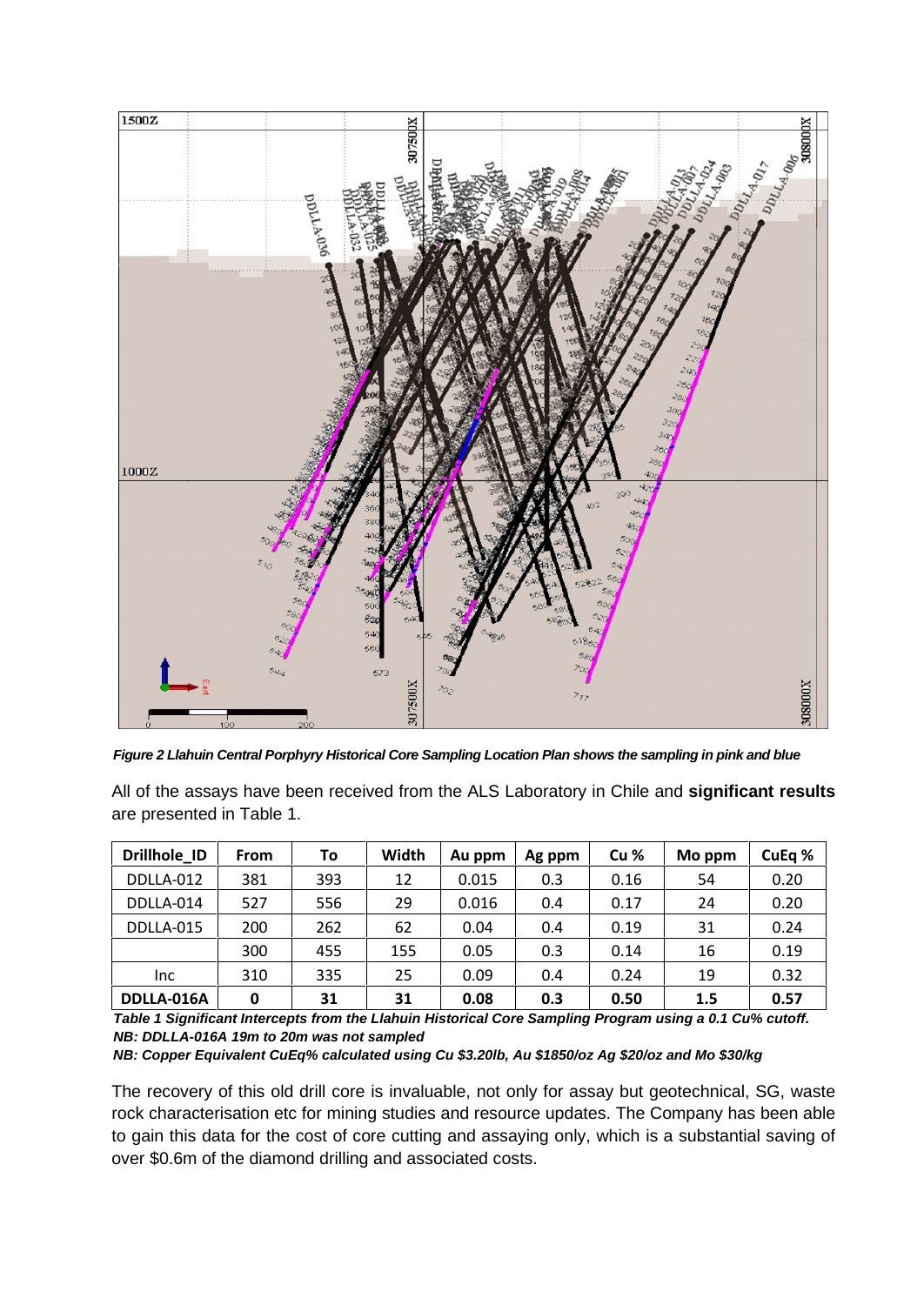*Figure 2 Llahuin Central Porphyry Historical Core Sampling Location Plan shows the sampling in pink and blue*

All of the assays have been received from the ALS Laboratory in Chile and **significant results** are presented in Table 1.

| Drillhole_ID | From | To | Width | Au ppm | Ag ppm | Cu % | Mo ppm | CuEq % |
|---|---|---|---|---|---|---|---|---|
| DDLLA-012 | 381 | 393 | 12 | 0.015 | 0.3 | 0.16 | 54 | 0.20 |
| DDLLA-014 | 527 | 556 | 29 | 0.016 | 0.4 | 0.17 | 24 | 0.20 |
| DDLLA-015 | 200 | 262 | 62 | 0.04 | 0.4 | 0.19 | 31 | 0.24 |
| | 300 | 455 | 155 | 0.05 | 0.3 | 0.14 | 16 | 0.19 |
| Inc | 310 | 335 | 25 | 0.09 | 0.4 | 0.24 | 19 | 0.32 |
| **DDLLA-016A** | **0** | **31** | **31** | **0.08** | **0.3** | **0.50** | **1.5** | **0.57** |

***Table 1 Significant Intercepts from the Llahuin Historical Core Sampling Program using a 0.1 Cu% cutoff.***
***NB: DDLLA-016A 19m to 20m was not sampled***
***NB: Copper Equivalent CuEq% calculated using Cu $3.20lb, Au $1850/oz Ag $20/oz and Mo $30/kg***

The recovery of this old drill core is invaluable, not only for assay but geotechnical, SG, waste rock characterisation etc for mining studies and resource updates. The Company has been able to gain this data for the cost of core cutting and assaying only, which is a substantial saving of over $0.6m of the diamond drilling and associated costs.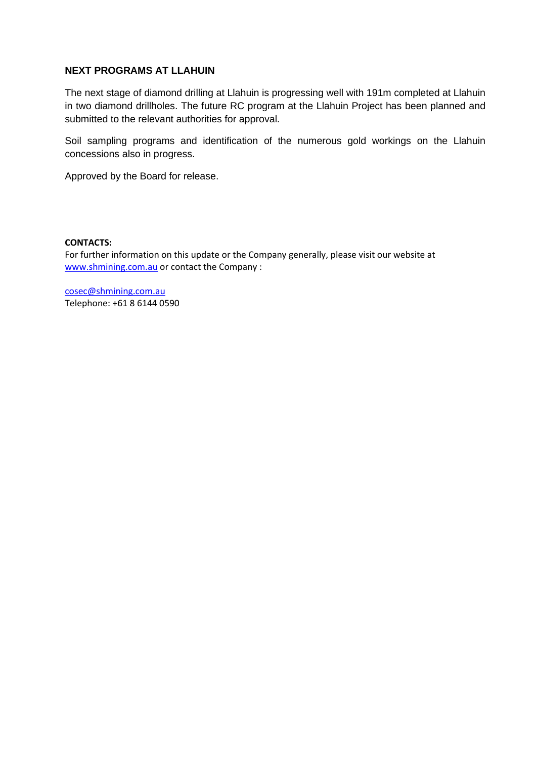## NEXT PROGRAMS AT LLAHUIN

The next stage of diamond drilling at Llahuin is progressing well with 191m completed at Llahuin in two diamond drillholes. The future RC program at the Llahuin Project has been planned and submitted to the relevant authorities for approval.

Soil sampling programs and identification of the numerous gold workings on the Llahuin concessions also in progress.

Approved by the Board for release.

**CONTACTS:**

For further information on this update or the Company generally, please visit our website at [www.shmining.com.au](http://www.shmining.com.au) or contact the Company :

[cosec@shmining.com.au](mailto:cosec@shmining.com.au)
Telephone: +61 8 6144 0590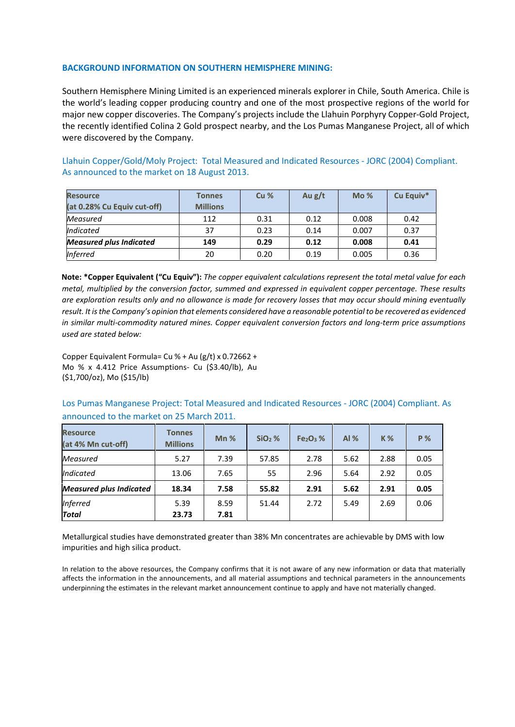## BACKGROUND INFORMATION ON SOUTHERN HEMISPHERE MINING:

Southern Hemisphere Mining Limited is an experienced minerals explorer in Chile, South America. Chile is the world's leading copper producing country and one of the most prospective regions of the world for major new copper discoveries. The Company's projects include the Llahuin Porphyry Copper-Gold Project, the recently identified Colina 2 Gold prospect nearby, and the Los Pumas Manganese Project, all of which were discovered by the Company.

### Llahuin Copper/Gold/Moly Project: Total Measured and Indicated Resources - JORC (2004) Compliant. As announced to the market on 18 August 2013.

| Resource (at 0.28% Cu Equiv cut-off) | Tonnes Millions | Cu % | Au g/t | Mo % | Cu Equiv* |
|---|---|---|---|---|---|
| *Measured* | 112 | 0.31 | 0.12 | 0.008 | 0.42 |
| *Indicated* | 37 | 0.23 | 0.14 | 0.007 | 0.37 |
| ***Measured plus Indicated*** | **149** | **0.29** | **0.12** | **0.008** | **0.41** |
| *Inferred* | 20 | 0.20 | 0.19 | 0.005 | 0.36 |

**Note: *Copper Equivalent ("Cu Equiv"):** *The copper equivalent calculations represent the total metal value for each metal, multiplied by the conversion factor, summed and expressed in equivalent copper percentage. These results are exploration results only and no allowance is made for recovery losses that may occur should mining eventually result. It is the Company's opinion that elements considered have a reasonable potential to be recovered as evidenced in similar multi-commodity natured mines. Copper equivalent conversion factors and long-term price assumptions used are stated below:*

Copper Equivalent Formula= Cu % + Au (g/t) x 0.72662 + Mo % x 4.412 Price Assumptions- Cu ($3.40/lb), Au ($1,700/oz), Mo ($15/lb)

### Los Pumas Manganese Project: Total Measured and Indicated Resources - JORC (2004) Compliant. As announced to the market on 25 March 2011.

| Resource (at 4% Mn cut-off) | Tonnes Millions | Mn % | $SiO_2$ % | $Fe_2O_3$ % | Al % | K % | P % |
|---|---|---|---|---|---|---|---|
| *Measured* | 5.27 | 7.39 | 57.85 | 2.78 | 5.62 | 2.88 | 0.05 |
| *Indicated* | 13.06 | 7.65 | 55 | 2.96 | 5.64 | 2.92 | 0.05 |
| ***Measured plus Indicated*** | **18.34** | **7.58** | **55.82** | **2.91** | **5.62** | **2.91** | **0.05** |
| *Inferred* | 5.39 | 8.59 | 51.44 | 2.72 | 5.49 | 2.69 | 0.06 |
| ***Total*** | **23.73** | **7.81** | | | | | |

Metallurgical studies have demonstrated greater than 38% Mn concentrates are achievable by DMS with low impurities and high silica product.

In relation to the above resources, the Company confirms that it is not aware of any new information or data that materially affects the information in the announcements, and all material assumptions and technical parameters in the announcements underpinning the estimates in the relevant market announcement continue to apply and have not materially changed.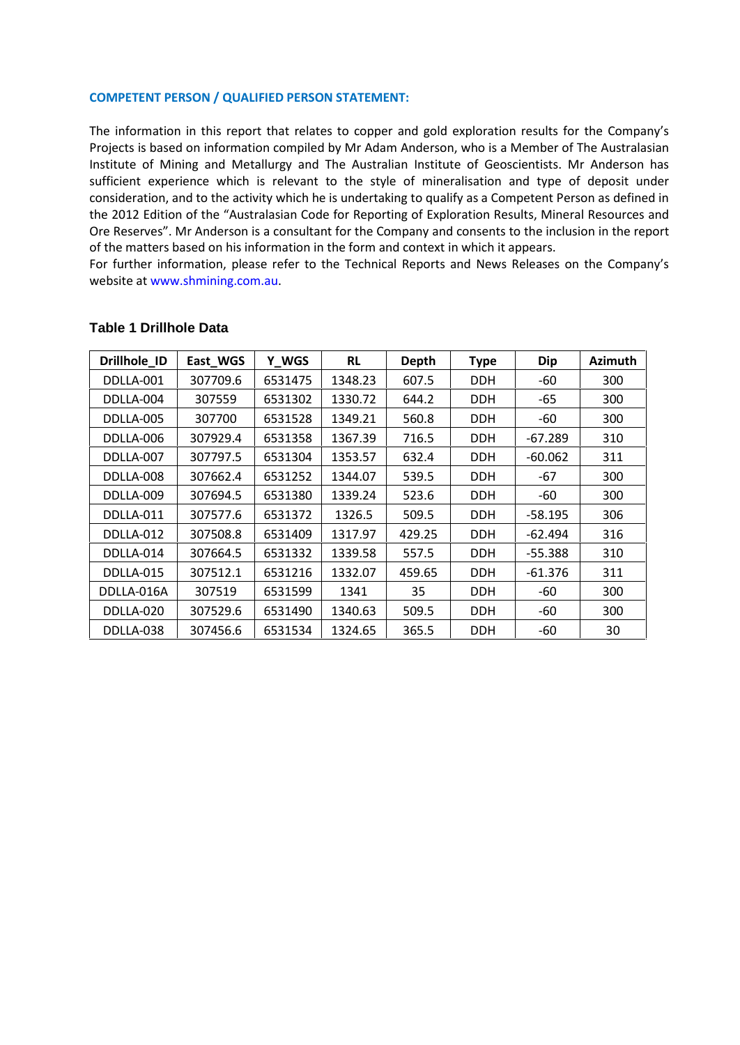### COMPETENT PERSON / QUALIFIED PERSON STATEMENT:

The information in this report that relates to copper and gold exploration results for the Company's Projects is based on information compiled by Mr Adam Anderson, who is a Member of The Australasian Institute of Mining and Metallurgy and The Australian Institute of Geoscientists. Mr Anderson has sufficient experience which is relevant to the style of mineralisation and type of deposit under consideration, and to the activity which he is undertaking to qualify as a Competent Person as defined in the 2012 Edition of the "Australasian Code for Reporting of Exploration Results, Mineral Resources and Ore Reserves". Mr Anderson is a consultant for the Company and consents to the inclusion in the report of the matters based on his information in the form and context in which it appears.
For further information, please refer to the Technical Reports and News Releases on the Company's website at www.shmining.com.au.

### Table 1 Drillhole Data

| Drillhole_ID | East_WGS | Y_WGS | RL | Depth | Type | Dip | Azimuth |
|---|---|---|---|---|---|---|---|
| DDLLA-001 | 307709.6 | 6531475 | 1348.23 | 607.5 | DDH | -60 | 300 |
| DDLLA-004 | 307559 | 6531302 | 1330.72 | 644.2 | DDH | -65 | 300 |
| DDLLA-005 | 307700 | 6531528 | 1349.21 | 560.8 | DDH | -60 | 300 |
| DDLLA-006 | 307929.4 | 6531358 | 1367.39 | 716.5 | DDH | -67.289 | 310 |
| DDLLA-007 | 307797.5 | 6531304 | 1353.57 | 632.4 | DDH | -60.062 | 311 |
| DDLLA-008 | 307662.4 | 6531252 | 1344.07 | 539.5 | DDH | -67 | 300 |
| DDLLA-009 | 307694.5 | 6531380 | 1339.24 | 523.6 | DDH | -60 | 300 |
| DDLLA-011 | 307577.6 | 6531372 | 1326.5 | 509.5 | DDH | -58.195 | 306 |
| DDLLA-012 | 307508.8 | 6531409 | 1317.97 | 429.25 | DDH | -62.494 | 316 |
| DDLLA-014 | 307664.5 | 6531332 | 1339.58 | 557.5 | DDH | -55.388 | 310 |
| DDLLA-015 | 307512.1 | 6531216 | 1332.07 | 459.65 | DDH | -61.376 | 311 |
| DDLLA-016A | 307519 | 6531599 | 1341 | 35 | DDH | -60 | 300 |
| DDLLA-020 | 307529.6 | 6531490 | 1340.63 | 509.5 | DDH | -60 | 300 |
| DDLLA-038 | 307456.6 | 6531534 | 1324.65 | 365.5 | DDH | -60 | 30 |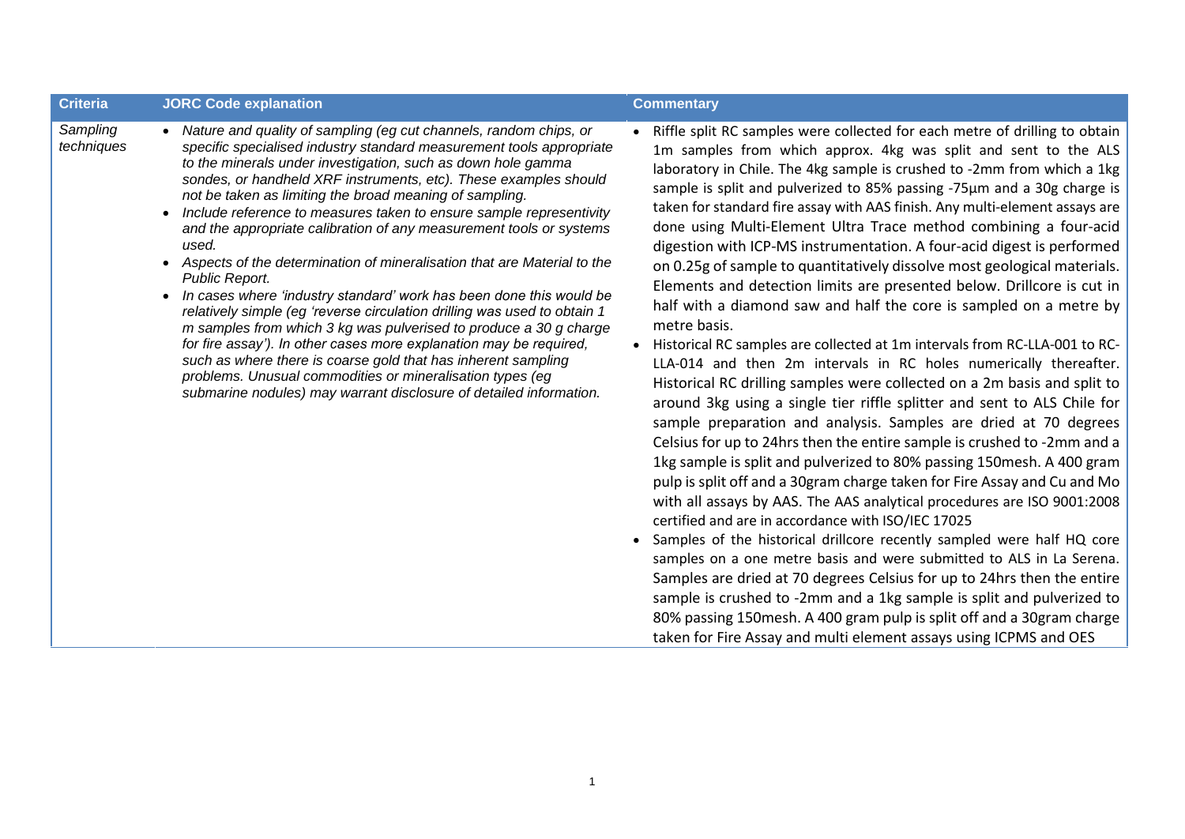| Criteria | JORC Code explanation | Commentary |
|---|---|---|
| *Sampling techniques* | • *Nature and quality of sampling (eg cut channels, random chips, or specific specialised industry standard measurement tools appropriate to the minerals under investigation, such as down hole gamma sondes, or handheld XRF instruments, etc). These examples should not be taken as limiting the broad meaning of sampling.*<br>• *Include reference to measures taken to ensure sample representivity and the appropriate calibration of any measurement tools or systems used.*<br>• *Aspects of the determination of mineralisation that are Material to the Public Report.*<br>• *In cases where 'industry standard' work has been done this would be relatively simple (eg 'reverse circulation drilling was used to obtain 1 m samples from which 3 kg was pulverised to produce a 30 g charge for fire assay'). In other cases more explanation may be required, such as where there is coarse gold that has inherent sampling problems. Unusual commodities or mineralisation types (eg submarine nodules) may warrant disclosure of detailed information.* | • Riffle split RC samples were collected for each metre of drilling to obtain 1m samples from which approx. 4kg was split and sent to the ALS laboratory in Chile. The 4kg sample is crushed to -2mm from which a 1kg sample is split and pulverized to 85% passing -75µm and a 30g charge is taken for standard fire assay with AAS finish. Any multi-element assays are done using Multi-Element Ultra Trace method combining a four-acid digestion with ICP-MS instrumentation. A four-acid digest is performed on 0.25g of sample to quantitatively dissolve most geological materials. Elements and detection limits are presented below. Drillcore is cut in half with a diamond saw and half the core is sampled on a metre by metre basis.<br>• Historical RC samples are collected at 1m intervals from RC-LLA-001 to RC-LLA-014 and then 2m intervals in RC holes numerically thereafter. Historical RC drilling samples were collected on a 2m basis and split to around 3kg using a single tier riffle splitter and sent to ALS Chile for sample preparation and analysis. Samples are dried at 70 degrees Celsius for up to 24hrs then the entire sample is crushed to -2mm and a 1kg sample is split and pulverized to 80% passing 150mesh. A 400 gram pulp is split off and a 30gram charge taken for Fire Assay and Cu and Mo with all assays by AAS. The AAS analytical procedures are ISO 9001:2008 certified and are in accordance with ISO/IEC 17025<br>• Samples of the historical drillcore recently sampled were half HQ core samples on a one metre basis and were submitted to ALS in La Serena. Samples are dried at 70 degrees Celsius for up to 24hrs then the entire sample is crushed to -2mm and a 1kg sample is split and pulverized to 80% passing 150mesh. A 400 gram pulp is split off and a 30gram charge taken for Fire Assay and multi element assays using ICPMS and OES |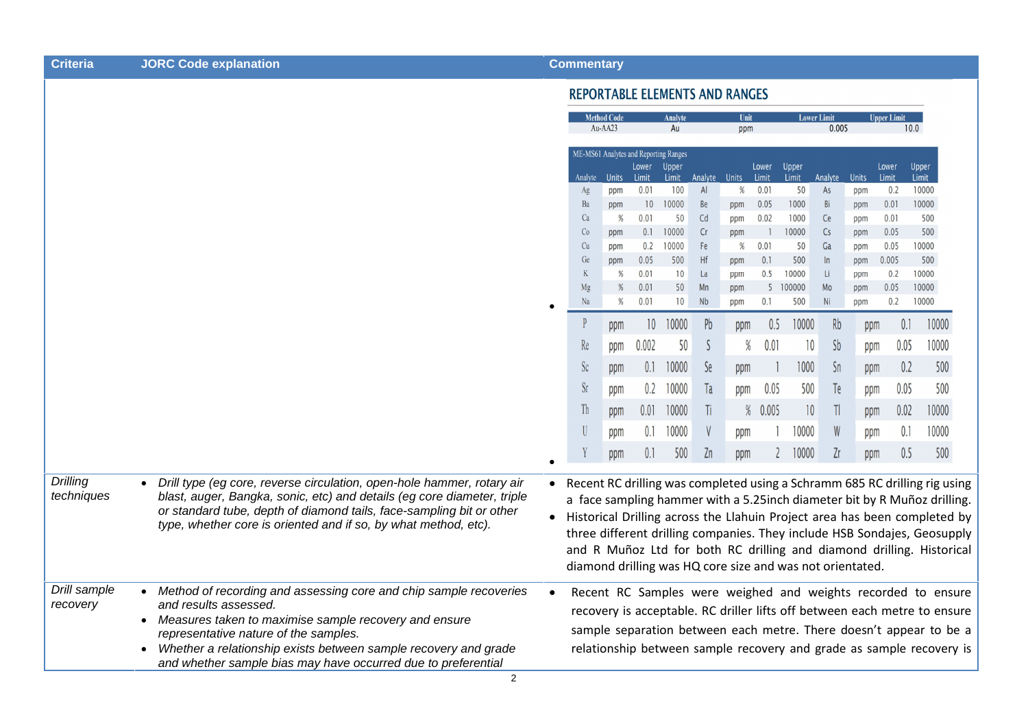| Criteria | JORC Code explanation | Commentary |
|---|---|---|
| | | **REPORTABLE ELEMENTS AND RANGES** (see tables below) |
| Drilling techniques | • *Drill type (eg core, reverse circulation, open-hole hammer, rotary air blast, auger, Bangka, sonic, etc) and details (eg core diameter, triple or standard tube, depth of diamond tails, face-sampling bit or other type, whether core is oriented and if so, by what method, etc).* | • Recent RC drilling was completed using a Schramm 685 RC drilling rig using a face sampling hammer with a 5.25inch diameter bit by R Muñoz drilling.<br>• Historical Drilling across the Llahuin Project area has been completed by three different drilling companies. They include HSB Sondajes, Geosupply and R Muñoz Ltd for both RC drilling and diamond drilling. Historical diamond drilling was HQ core size and was not orientated. |
| Drill sample recovery | • *Method of recording and assessing core and chip sample recoveries and results assessed.*<br>• *Measures taken to maximise sample recovery and ensure representative nature of the samples.*<br>• *Whether a relationship exists between sample recovery and grade and whether sample bias may have occurred due to preferential* | • Recent RC Samples were weighed and weights recorded to ensure recovery is acceptable. RC driller lifts off between each metre to ensure sample separation between each metre. There doesn't appear to be a relationship between sample recovery and grade as sample recovery is |

**REPORTABLE ELEMENTS AND RANGES**

| Method Code | Analyte | Unit | Lower Limit | Upper Limit |
|---|---|---|---|---|
| Au-AA23 | Au | ppm | 0.005 | 10.0 |

ME-MS61 Analytes and Reporting Ranges

| Analyte | Units | Lower Limit | Upper Limit | Analyte | Units | Lower Limit | Upper Limit | Analyte | Units | Lower Limit | Upper Limit |
|---|---|---|---|---|---|---|---|---|---|---|---|
| Ag | ppm | 0.01 | 100 | Al | % | 0.01 | 50 | As | ppm | 0.2 | 10000 |
| Ba | ppm | 10 | 10000 | Be | ppm | 0.05 | 1000 | Bi | ppm | 0.01 | 10000 |
| Ca | % | 0.01 | 50 | Cd | ppm | 0.02 | 1000 | Ce | ppm | 0.01 | 500 |
| Co | ppm | 0.1 | 10000 | Cr | ppm | 1 | 10000 | Cs | ppm | 0.05 | 500 |
| Cu | ppm | 0.2 | 10000 | Fe | % | 0.01 | 50 | Ga | ppm | 0.05 | 10000 |
| Ge | ppm | 0.05 | 500 | Hf | ppm | 0.1 | 500 | In | ppm | 0.005 | 500 |
| K | % | 0.01 | 10 | La | ppm | 0.5 | 10000 | Li | ppm | 0.2 | 10000 |
| Mg | % | 0.01 | 50 | Mn | ppm | 5 | 100000 | Mo | ppm | 0.05 | 10000 |
| Na | % | 0.01 | 10 | Nb | ppm | 0.1 | 500 | Ni | ppm | 0.2 | 10000 |
| P | ppm | 10 | 10000 | Pb | ppm | 0.5 | 10000 | Rb | ppm | 0.1 | 10000 |
| Re | ppm | 0.002 | 50 | S | % | 0.01 | 10 | Sb | ppm | 0.05 | 10000 |
| Sc | ppm | 0.1 | 10000 | Se | ppm | 1 | 1000 | Sn | ppm | 0.2 | 500 |
| Sr | ppm | 0.2 | 10000 | Ta | ppm | 0.05 | 500 | Te | ppm | 0.05 | 500 |
| Th | ppm | 0.01 | 10000 | Ti | % | 0.005 | 10 | Tl | ppm | 0.02 | 10000 |
| U | ppm | 0.1 | 10000 | V | ppm | 1 | 10000 | W | ppm | 0.1 | 10000 |
| Y | ppm | 0.1 | 500 | Zn | ppm | 2 | 10000 | Zr | ppm | 0.5 | 500 |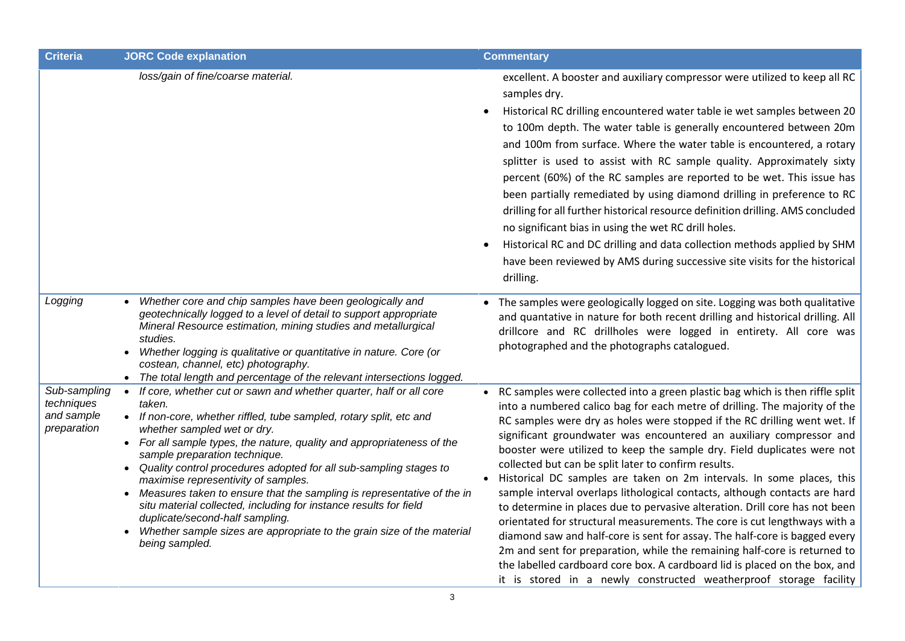| Criteria | JORC Code explanation | Commentary |
| --- | --- | --- |
| | *loss/gain of fine/coarse material.* | excellent. A booster and auxiliary compressor were utilized to keep all RC samples dry.<br>• Historical RC drilling encountered water table ie wet samples between 20 to 100m depth. The water table is generally encountered between 20m and 100m from surface. Where the water table is encountered, a rotary splitter is used to assist with RC sample quality. Approximately sixty percent (60%) of the RC samples are reported to be wet. This issue has been partially remediated by using diamond drilling in preference to RC drilling for all further historical resource definition drilling. AMS concluded no significant bias in using the wet RC drill holes.<br>• Historical RC and DC drilling and data collection methods applied by SHM have been reviewed by AMS during successive site visits for the historical drilling. |
| *Logging* | • *Whether core and chip samples have been geologically and geotechnically logged to a level of detail to support appropriate Mineral Resource estimation, mining studies and metallurgical studies.*<br>• *Whether logging is qualitative or quantitative in nature. Core (or costean, channel, etc) photography.*<br>• *The total length and percentage of the relevant intersections logged.* | • The samples were geologically logged on site. Logging was both qualitative and quantative in nature for both recent drilling and historical drilling. All drillcore and RC drillholes were logged in entirety. All core was photographed and the photographs catalogued. |
| *Sub-sampling techniques and sample preparation* | • *If core, whether cut or sawn and whether quarter, half or all core taken.*<br>• *If non-core, whether riffled, tube sampled, rotary split, etc and whether sampled wet or dry.*<br>• *For all sample types, the nature, quality and appropriateness of the sample preparation technique.*<br>• *Quality control procedures adopted for all sub-sampling stages to maximise representivity of samples.*<br>• *Measures taken to ensure that the sampling is representative of the in situ material collected, including for instance results for field duplicate/second-half sampling.*<br>• *Whether sample sizes are appropriate to the grain size of the material being sampled.* | • RC samples were collected into a green plastic bag which is then riffle split into a numbered calico bag for each metre of drilling. The majority of the RC samples were dry as holes were stopped if the RC drilling went wet. If significant groundwater was encountered an auxiliary compressor and booster were utilized to keep the sample dry. Field duplicates were not collected but can be split later to confirm results.<br>• Historical DC samples are taken on 2m intervals. In some places, this sample interval overlaps lithological contacts, although contacts are hard to determine in places due to pervasive alteration. Drill core has not been orientated for structural measurements. The core is cut lengthways with a diamond saw and half-core is sent for assay. The half-core is bagged every 2m and sent for preparation, while the remaining half-core is returned to the labelled cardboard core box. A cardboard lid is placed on the box, and it is stored in a newly constructed weatherproof storage facility |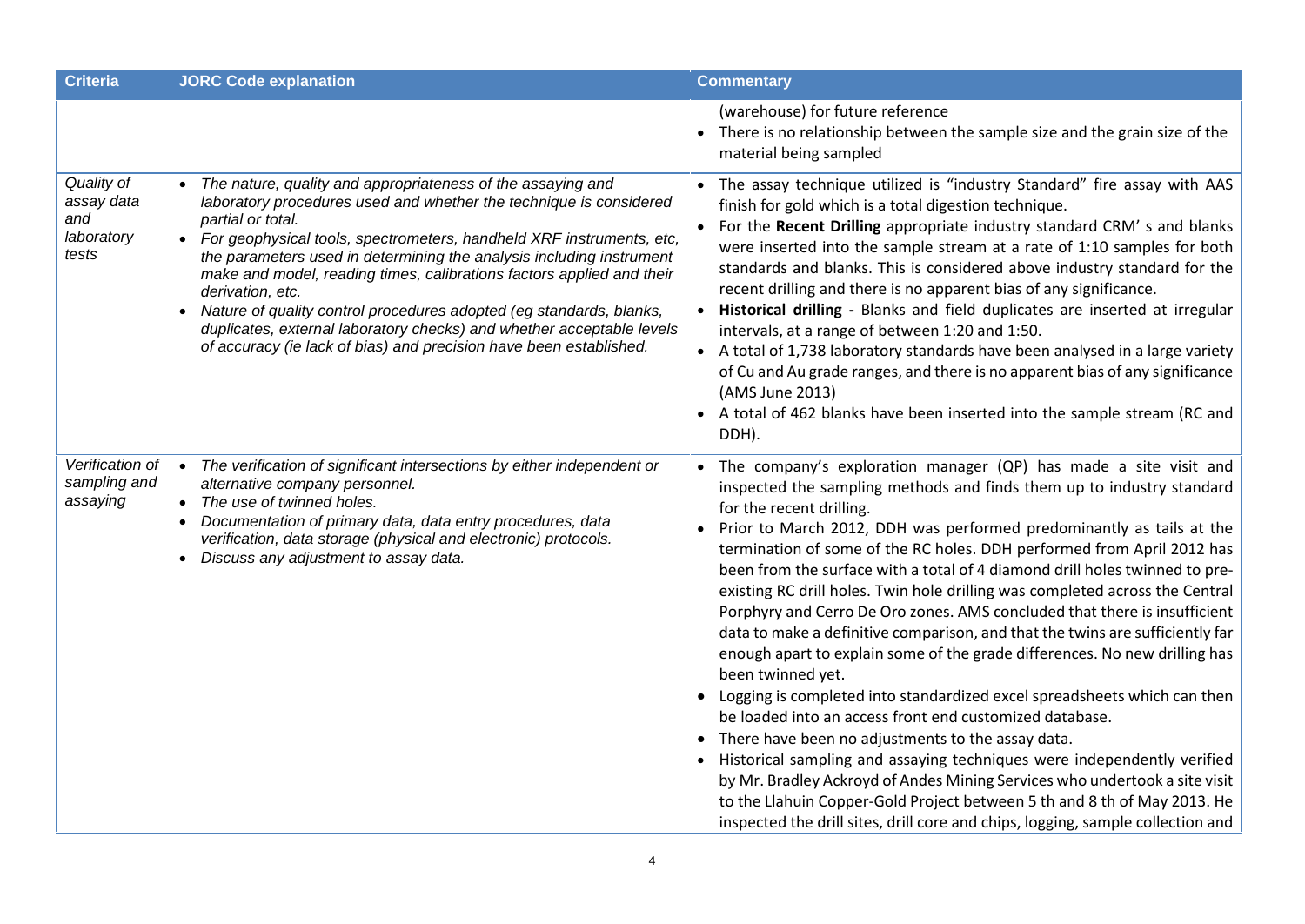| Criteria | JORC Code explanation | Commentary |
|---|---|---|
| | | (warehouse) for future reference<br>• There is no relationship between the sample size and the grain size of the material being sampled |
| *Quality of assay data and laboratory tests* | • *The nature, quality and appropriateness of the assaying and laboratory procedures used and whether the technique is considered partial or total.*<br>• *For geophysical tools, spectrometers, handheld XRF instruments, etc, the parameters used in determining the analysis including instrument make and model, reading times, calibrations factors applied and their derivation, etc.*<br>• *Nature of quality control procedures adopted (eg standards, blanks, duplicates, external laboratory checks) and whether acceptable levels of accuracy (ie lack of bias) and precision have been established.* | • The assay technique utilized is "industry Standard" fire assay with AAS finish for gold which is a total digestion technique.<br>• For the **Recent Drilling** appropriate industry standard CRM' s and blanks were inserted into the sample stream at a rate of 1:10 samples for both standards and blanks. This is considered above industry standard for the recent drilling and there is no apparent bias of any significance.<br>• **Historical drilling -** Blanks and field duplicates are inserted at irregular intervals, at a range of between 1:20 and 1:50.<br>• A total of 1,738 laboratory standards have been analysed in a large variety of Cu and Au grade ranges, and there is no apparent bias of any significance (AMS June 2013)<br>• A total of 462 blanks have been inserted into the sample stream (RC and DDH). |
| *Verification of sampling and assaying* | • *The verification of significant intersections by either independent or alternative company personnel.*<br>• *The use of twinned holes.*<br>• *Documentation of primary data, data entry procedures, data verification, data storage (physical and electronic) protocols.*<br>• *Discuss any adjustment to assay data.* | • The company's exploration manager (QP) has made a site visit and inspected the sampling methods and finds them up to industry standard for the recent drilling.<br>• Prior to March 2012, DDH was performed predominantly as tails at the termination of some of the RC holes. DDH performed from April 2012 has been from the surface with a total of 4 diamond drill holes twinned to pre-existing RC drill holes. Twin hole drilling was completed across the Central Porphyry and Cerro De Oro zones. AMS concluded that there is insufficient data to make a definitive comparison, and that the twins are sufficiently far enough apart to explain some of the grade differences. No new drilling has been twinned yet.<br>• Logging is completed into standardized excel spreadsheets which can then be loaded into an access front end customized database.<br>• There have been no adjustments to the assay data.<br>• Historical sampling and assaying techniques were independently verified by Mr. Bradley Ackroyd of Andes Mining Services who undertook a site visit to the Llahuin Copper-Gold Project between 5 th and 8 th of May 2013. He inspected the drill sites, drill core and chips, logging, sample collection and |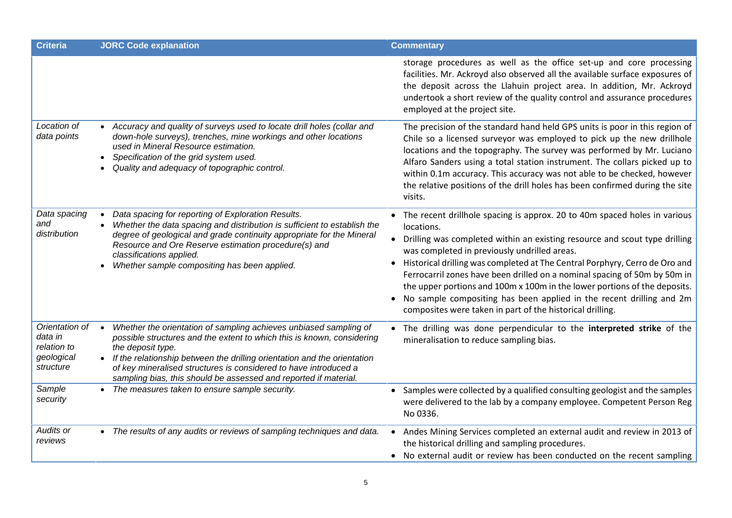| Criteria | JORC Code explanation | Commentary |
|---|---|---|
| | | storage procedures as well as the office set-up and core processing facilities. Mr. Ackroyd also observed all the available surface exposures of the deposit across the Llahuin project area. In addition, Mr. Ackroyd undertook a short review of the quality control and assurance procedures employed at the project site. |
| *Location of data points* | • *Accuracy and quality of surveys used to locate drill holes (collar and down-hole surveys), trenches, mine workings and other locations used in Mineral Resource estimation.*<br>• *Specification of the grid system used.*<br>• *Quality and adequacy of topographic control.* | The precision of the standard hand held GPS units is poor in this region of Chile so a licensed surveyor was employed to pick up the new drillhole locations and the topography. The survey was performed by Mr. Luciano Alfaro Sanders using a total station instrument. The collars picked up to within 0.1m accuracy. This accuracy was not able to be checked, however the relative positions of the drill holes has been confirmed during the site visits. |
| *Data spacing and distribution* | • *Data spacing for reporting of Exploration Results.*<br>• *Whether the data spacing and distribution is sufficient to establish the degree of geological and grade continuity appropriate for the Mineral Resource and Ore Reserve estimation procedure(s) and classifications applied.*<br>• *Whether sample compositing has been applied.* | • The recent drillhole spacing is approx. 20 to 40m spaced holes in various locations.<br>• Drilling was completed within an existing resource and scout type drilling was completed in previously undrilled areas.<br>• Historical drilling was completed at The Central Porphyry, Cerro de Oro and Ferrocarril zones have been drilled on a nominal spacing of 50m by 50m in the upper portions and 100m x 100m in the lower portions of the deposits.<br>• No sample compositing has been applied in the recent drilling and 2m composites were taken in part of the historical drilling. |
| *Orientation of data in relation to geological structure* | • *Whether the orientation of sampling achieves unbiased sampling of possible structures and the extent to which this is known, considering the deposit type.*<br>• *If the relationship between the drilling orientation and the orientation of key mineralised structures is considered to have introduced a sampling bias, this should be assessed and reported if material.* | • The drilling was done perpendicular to the **interpreted strike** of the mineralisation to reduce sampling bias. |
| *Sample security* | • *The measures taken to ensure sample security.* | • Samples were collected by a qualified consulting geologist and the samples were delivered to the lab by a company employee. Competent Person Reg No 0336. |
| *Audits or reviews* | • *The results of any audits or reviews of sampling techniques and data.* | • Andes Mining Services completed an external audit and review in 2013 of the historical drilling and sampling procedures.<br>• No external audit or review has been conducted on the recent sampling |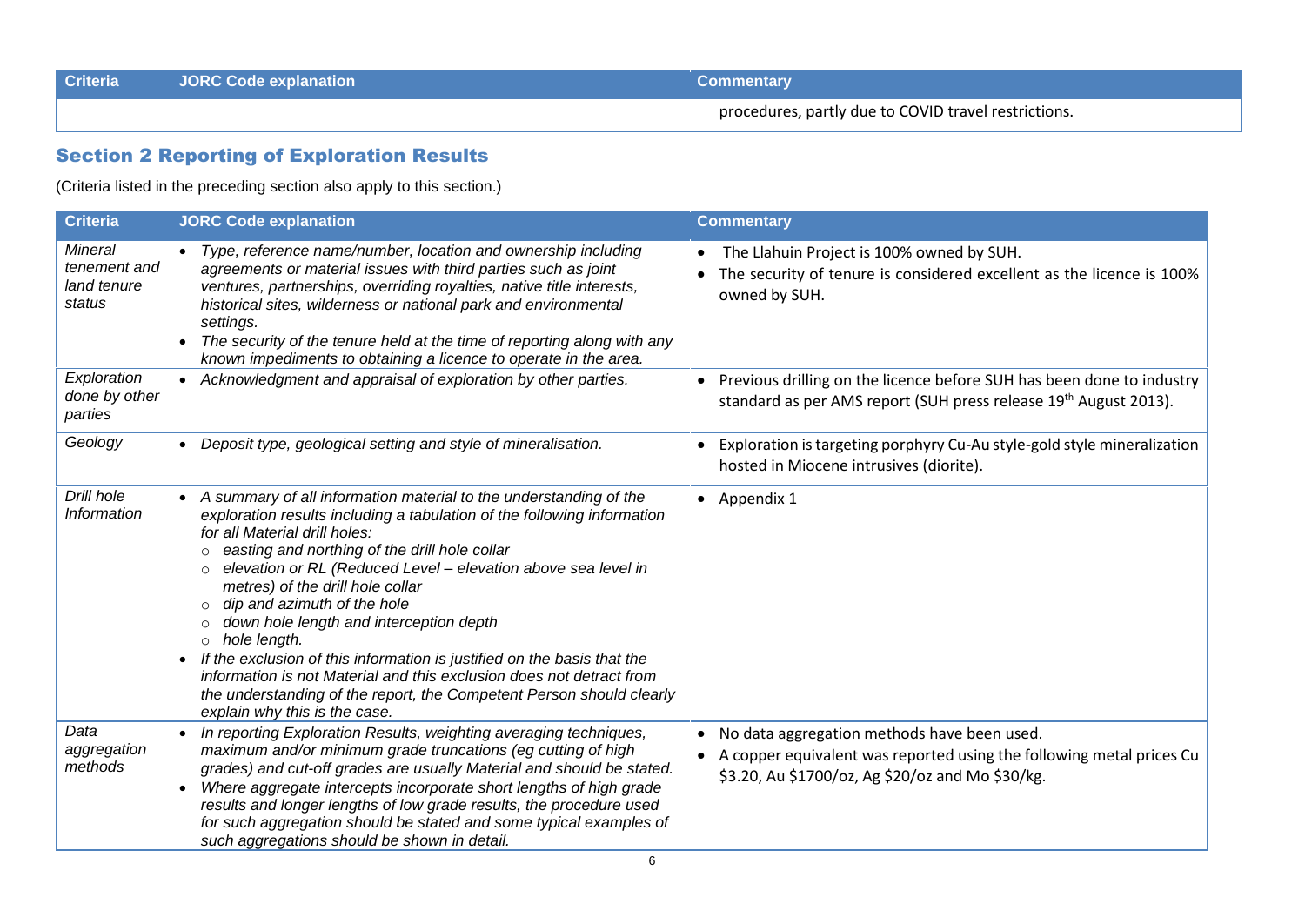| Criteria | JORC Code explanation | Commentary |
|---|---|---|
| | | procedures, partly due to COVID travel restrictions. |

## Section 2 Reporting of Exploration Results

(Criteria listed in the preceding section also apply to this section.)

| Criteria | JORC Code explanation | Commentary |
|---|---|---|
| *Mineral tenement and land tenure status* | • *Type, reference name/number, location and ownership including agreements or material issues with third parties such as joint ventures, partnerships, overriding royalties, native title interests, historical sites, wilderness or national park and environmental settings.*<br>• *The security of the tenure held at the time of reporting along with any known impediments to obtaining a licence to operate in the area.* | • The Llahuin Project is 100% owned by SUH.<br>• The security of tenure is considered excellent as the licence is 100% owned by SUH. |
| *Exploration done by other parties* | • *Acknowledgment and appraisal of exploration by other parties.* | • Previous drilling on the licence before SUH has been done to industry standard as per AMS report (SUH press release 19th August 2013). |
| *Geology* | • *Deposit type, geological setting and style of mineralisation.* | • Exploration is targeting porphyry Cu-Au style-gold style mineralization hosted in Miocene intrusives (diorite). |
| *Drill hole Information* | • *A summary of all information material to the understanding of the exploration results including a tabulation of the following information for all Material drill holes:*<br>○ *easting and northing of the drill hole collar*<br>○ *elevation or RL (Reduced Level – elevation above sea level in metres) of the drill hole collar*<br>○ *dip and azimuth of the hole*<br>○ *down hole length and interception depth*<br>○ *hole length.*<br>• *If the exclusion of this information is justified on the basis that the information is not Material and this exclusion does not detract from the understanding of the report, the Competent Person should clearly explain why this is the case.* | • Appendix 1 |
| *Data aggregation methods* | • *In reporting Exploration Results, weighting averaging techniques, maximum and/or minimum grade truncations (eg cutting of high grades) and cut-off grades are usually Material and should be stated.*<br>• *Where aggregate intercepts incorporate short lengths of high grade results and longer lengths of low grade results, the procedure used for such aggregation should be stated and some typical examples of such aggregations should be shown in detail.* | • No data aggregation methods have been used.<br>• A copper equivalent was reported using the following metal prices Cu \$3.20, Au \$1700/oz, Ag \$20/oz and Mo \$30/kg. |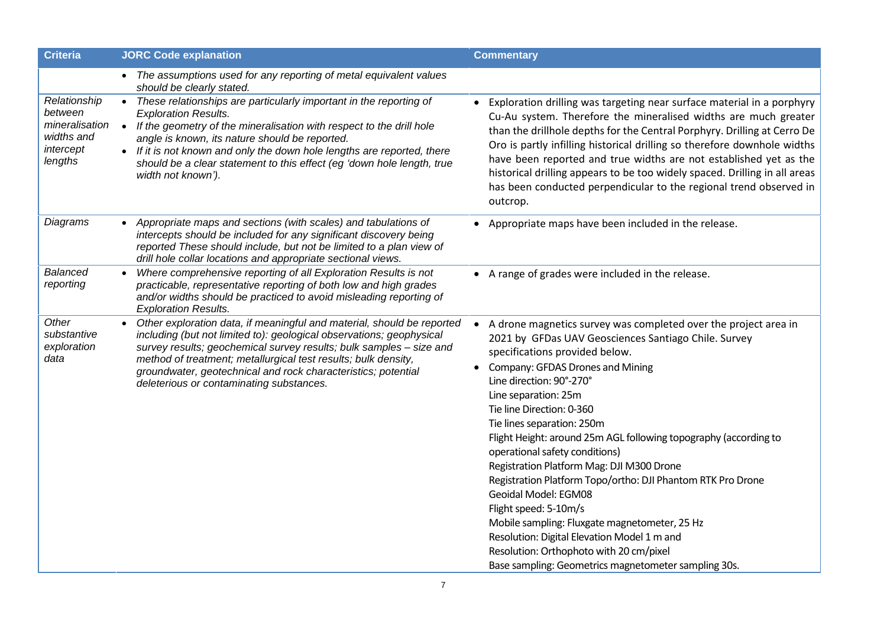| Criteria | JORC Code explanation | Commentary |
|---|---|---|
| | • *The assumptions used for any reporting of metal equivalent values should be clearly stated.* | |
| *Relationship between mineralisation widths and intercept lengths* | • *These relationships are particularly important in the reporting of Exploration Results.*<br>• *If the geometry of the mineralisation with respect to the drill hole angle is known, its nature should be reported.*<br>• *If it is not known and only the down hole lengths are reported, there should be a clear statement to this effect (eg 'down hole length, true width not known').* | • Exploration drilling was targeting near surface material in a porphyry Cu-Au system. Therefore the mineralised widths are much greater than the drillhole depths for the Central Porphyry. Drilling at Cerro De Oro is partly infilling historical drilling so therefore downhole widths have been reported and true widths are not established yet as the historical drilling appears to be too widely spaced. Drilling in all areas has been conducted perpendicular to the regional trend observed in outcrop. |
| *Diagrams* | • *Appropriate maps and sections (with scales) and tabulations of intercepts should be included for any significant discovery being reported These should include, but not be limited to a plan view of drill hole collar locations and appropriate sectional views.* | • Appropriate maps have been included in the release. |
| *Balanced reporting* | • *Where comprehensive reporting of all Exploration Results is not practicable, representative reporting of both low and high grades and/or widths should be practiced to avoid misleading reporting of Exploration Results.* | • A range of grades were included in the release. |
| *Other substantive exploration data* | • *Other exploration data, if meaningful and material, should be reported including (but not limited to): geological observations; geophysical survey results; geochemical survey results; bulk samples – size and method of treatment; metallurgical test results; bulk density, groundwater, geotechnical and rock characteristics; potential deleterious or contaminating substances.* | • A drone magnetics survey was completed over the project area in 2021 by GFDas UAV Geosciences Santiago Chile. Survey specifications provided below.<br>• Company: GFDAS Drones and Mining<br>Line direction: 90°-270°<br>Line separation: 25m<br>Tie line Direction: 0-360<br>Tie lines separation: 250m<br>Flight Height: around 25m AGL following topography (according to operational safety conditions)<br>Registration Platform Mag: DJI M300 Drone<br>Registration Platform Topo/ortho: DJI Phantom RTK Pro Drone<br>Geoidal Model: EGM08<br>Flight speed: 5-10m/s<br>Mobile sampling: Fluxgate magnetometer, 25 Hz<br>Resolution: Digital Elevation Model 1 m and<br>Resolution: Orthophoto with 20 cm/pixel<br>Base sampling: Geometrics magnetometer sampling 30s. |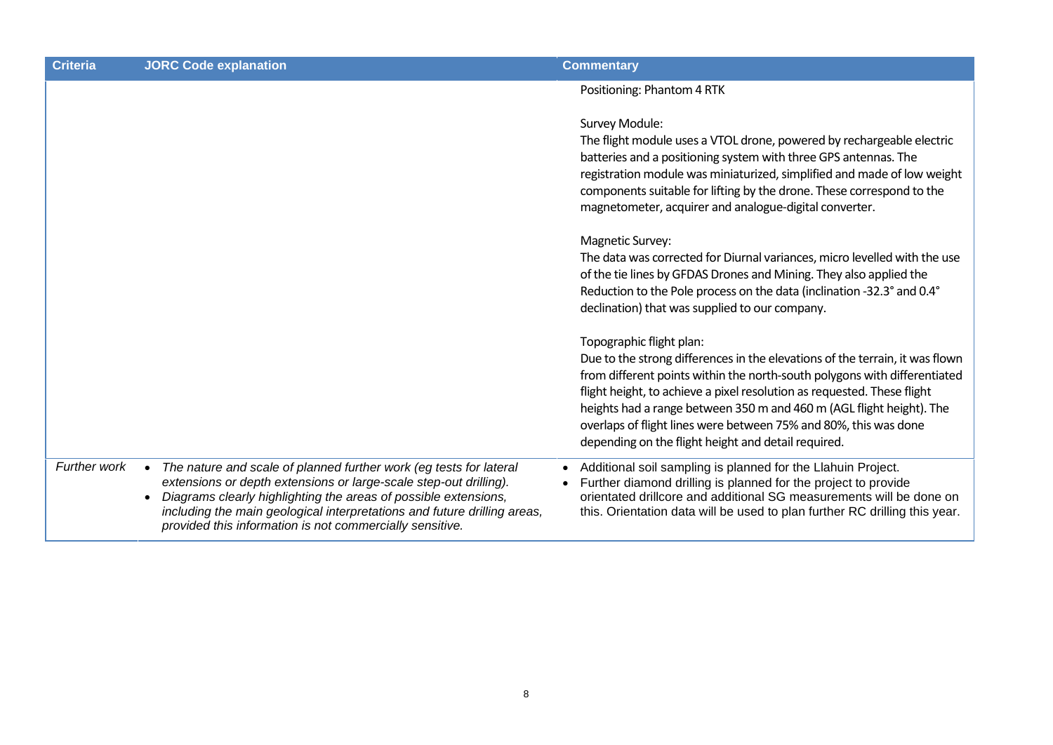| Criteria | JORC Code explanation | Commentary |
|---|---|---|
| | | Positioning: Phantom 4 RTK<br><br>Survey Module:<br>The flight module uses a VTOL drone, powered by rechargeable electric batteries and a positioning system with three GPS antennas. The registration module was miniaturized, simplified and made of low weight components suitable for lifting by the drone. These correspond to the magnetometer, acquirer and analogue-digital converter.<br><br>Magnetic Survey:<br>The data was corrected for Diurnal variances, micro levelled with the use of the tie lines by GFDAS Drones and Mining. They also applied the Reduction to the Pole process on the data (inclination -32.3° and 0.4° declination) that was supplied to our company.<br><br>Topographic flight plan:<br>Due to the strong differences in the elevations of the terrain, it was flown from different points within the north-south polygons with differentiated flight height, to achieve a pixel resolution as requested. These flight heights had a range between 350 m and 460 m (AGL flight height). The overlaps of flight lines were between 75% and 80%, this was done depending on the flight height and detail required. |
| *Further work* | • *The nature and scale of planned further work (eg tests for lateral extensions or depth extensions or large-scale step-out drilling).*<br>• *Diagrams clearly highlighting the areas of possible extensions, including the main geological interpretations and future drilling areas, provided this information is not commercially sensitive.* | • Additional soil sampling is planned for the Llahuin Project.<br>• Further diamond drilling is planned for the project to provide orientated drillcore and additional SG measurements will be done on this. Orientation data will be used to plan further RC drilling this year. |